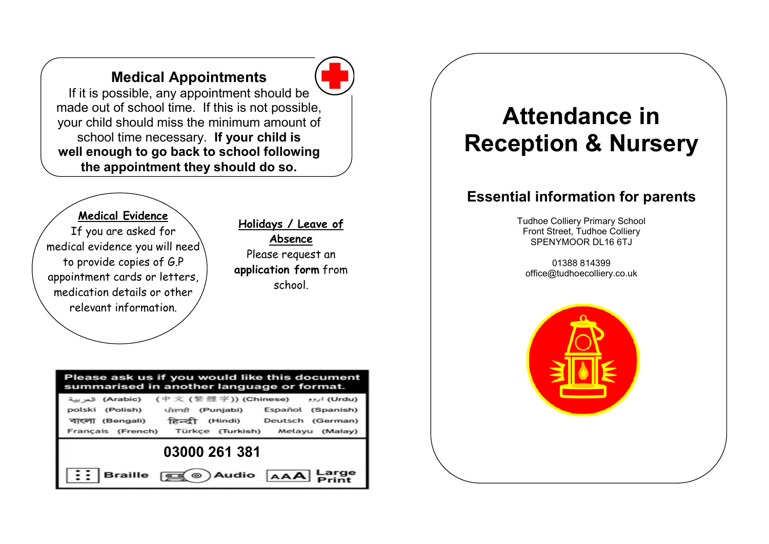## Medical Appointments

If it is possible, any appointment should be made out of school time. If this is not possible, your child should miss the minimum amount of school time necessary. **If your child is well enough to go back to school following the appointment they should do so.**

### Medical Evidence

If you are asked for medical evidence you will need to provide copies of G.P appointment cards or letters, medication details or other relevant information.

### Holidays / Leave of Absence

Please request an **application form** from school.

**Please ask us if you would like this document summarised in another language or format.**

| | | |
|---|---|---|
| العربية (Arabic) | (中文 (繁體字)) (Chinese) | اردو (Urdu) |
| polski (Polish) | ਪੰਜਾਬੀ (Punjabi) | Español (Spanish) |
| বাংলা (Bengali) | हिन्दी (Hindi) | Deutsch (German) |
| Français (French) | Türkçe (Turkish) | Melayu (Malay) |

**03000 261 381**

Braille | Audio | Large Print

# Attendance in Reception & Nursery

## Essential information for parents

Tudhoe Colliery Primary School
Front Street, Tudhoe Colliery
SPENYMOOR DL16 6TJ

01388 814399
office@tudhoecolliery.co.uk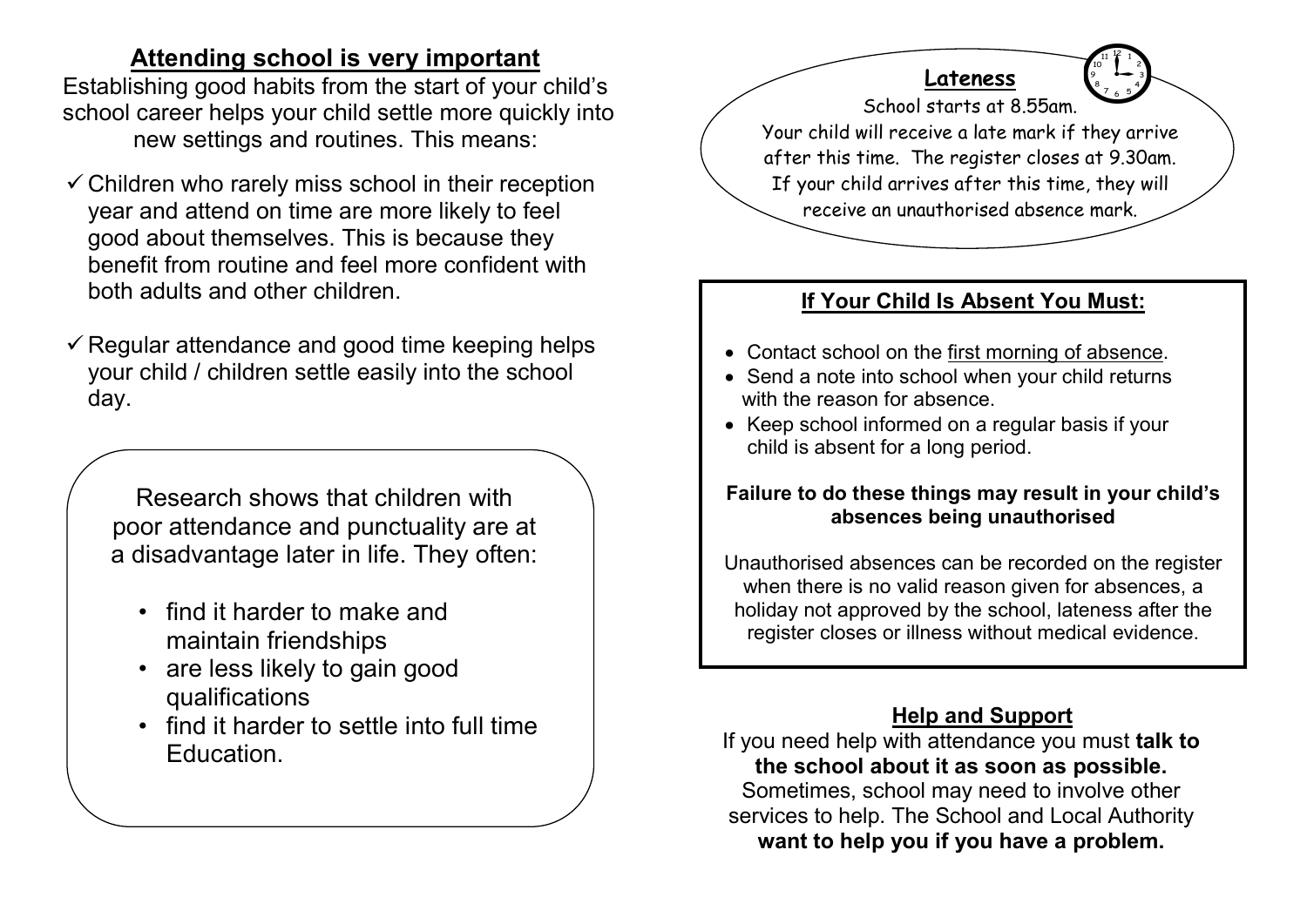## Attending school is very important

Establishing good habits from the start of your child's school career helps your child settle more quickly into new settings and routines. This means:

- ✓ Children who rarely miss school in their reception year and attend on time are more likely to feel good about themselves. This is because they benefit from routine and feel more confident with both adults and other children.
- ✓ Regular attendance and good time keeping helps your child / children settle easily into the school day.

Research shows that children with poor attendance and punctuality are at a disadvantage later in life. They often:

- find it harder to make and maintain friendships
- are less likely to gain good qualifications
- find it harder to settle into full time Education.

### Lateness

School starts at 8.55am.
Your child will receive a late mark if they arrive after this time. The register closes at 9.30am. If your child arrives after this time, they will receive an unauthorised absence mark.

### If Your Child Is Absent You Must:

- Contact school on the first morning of absence.
- Send a note into school when your child returns with the reason for absence.
- Keep school informed on a regular basis if your child is absent for a long period.

**Failure to do these things may result in your child's absences being unauthorised**

Unauthorised absences can be recorded on the register when there is no valid reason given for absences, a holiday not approved by the school, lateness after the register closes or illness without medical evidence.

### Help and Support

If you need help with attendance you must **talk to the school about it as soon as possible.** Sometimes, school may need to involve other services to help. The School and Local Authority **want to help you if you have a problem.**